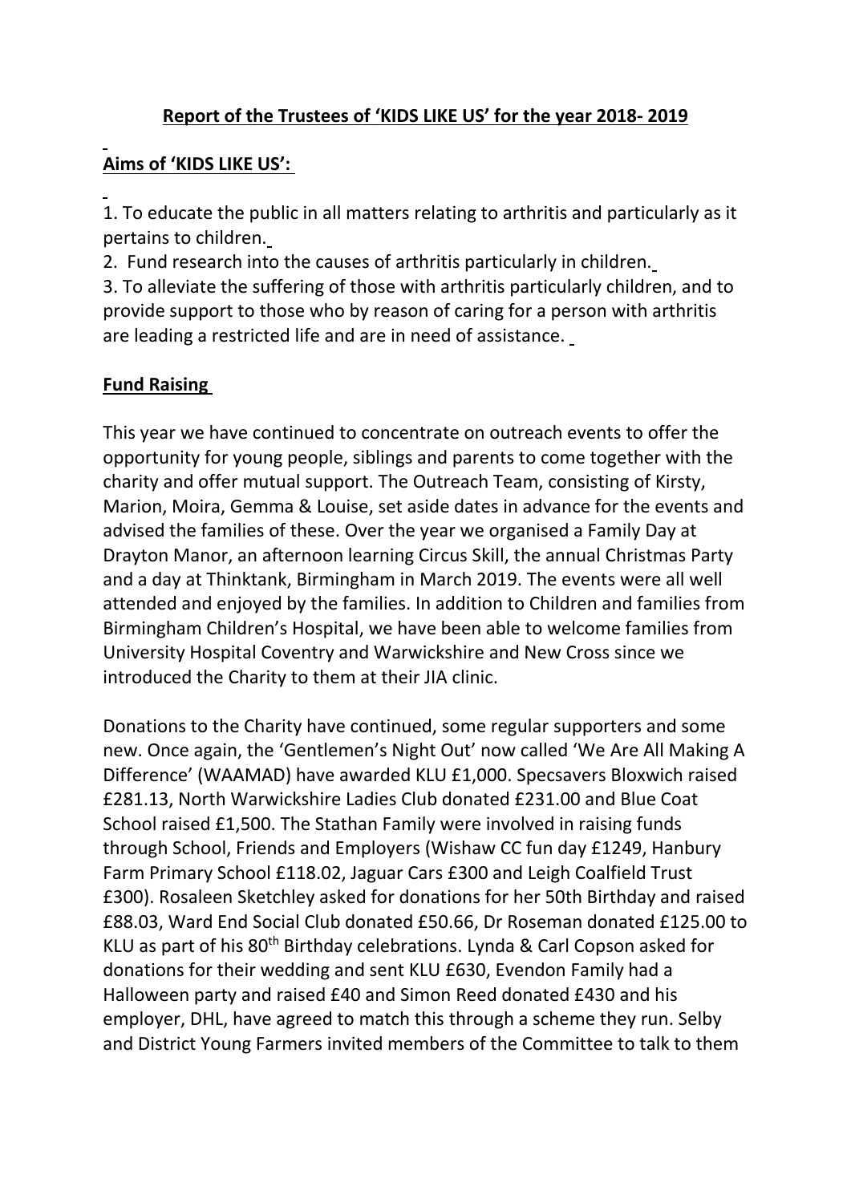# Report of the Trustees of 'KIDS LIKE US' for the year 2018- 2019

## Aims of 'KIDS LIKE US':

1. To educate the public in all matters relating to arthritis and particularly as it pertains to children.
2. Fund research into the causes of arthritis particularly in children.
3. To alleviate the suffering of those with arthritis particularly children, and to provide support to those who by reason of caring for a person with arthritis are leading a restricted life and are in need of assistance.

## Fund Raising

This year we have continued to concentrate on outreach events to offer the opportunity for young people, siblings and parents to come together with the charity and offer mutual support. The Outreach Team, consisting of Kirsty, Marion, Moira, Gemma & Louise, set aside dates in advance for the events and advised the families of these. Over the year we organised a Family Day at Drayton Manor, an afternoon learning Circus Skill, the annual Christmas Party and a day at Thinktank, Birmingham in March 2019. The events were all well attended and enjoyed by the families. In addition to Children and families from Birmingham Children's Hospital, we have been able to welcome families from University Hospital Coventry and Warwickshire and New Cross since we introduced the Charity to them at their JIA clinic.

Donations to the Charity have continued, some regular supporters and some new. Once again, the 'Gentlemen's Night Out' now called 'We Are All Making A Difference' (WAAMAD) have awarded KLU £1,000. Specsavers Bloxwich raised £281.13, North Warwickshire Ladies Club donated £231.00 and Blue Coat School raised £1,500. The Stathan Family were involved in raising funds through School, Friends and Employers (Wishaw CC fun day £1249, Hanbury Farm Primary School £118.02, Jaguar Cars £300 and Leigh Coalfield Trust £300). Rosaleen Sketchley asked for donations for her 50th Birthday and raised £88.03, Ward End Social Club donated £50.66, Dr Roseman donated £125.00 to KLU as part of his 80th Birthday celebrations. Lynda & Carl Copson asked for donations for their wedding and sent KLU £630, Evendon Family had a Halloween party and raised £40 and Simon Reed donated £430 and his employer, DHL, have agreed to match this through a scheme they run. Selby and District Young Farmers invited members of the Committee to talk to them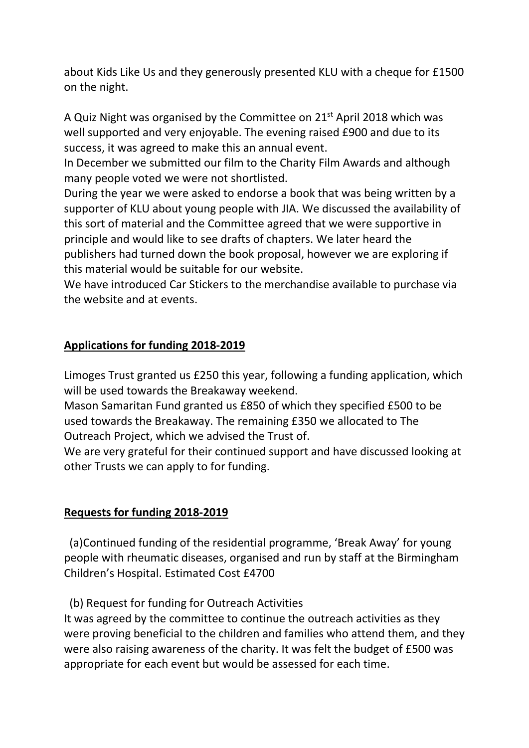about Kids Like Us and they generously presented KLU with a cheque for £1500 on the night.

A Quiz Night was organised by the Committee on 21st April 2018 which was well supported and very enjoyable. The evening raised £900 and due to its success, it was agreed to make this an annual event.
In December we submitted our film to the Charity Film Awards and although many people voted we were not shortlisted.
During the year we were asked to endorse a book that was being written by a supporter of KLU about young people with JIA. We discussed the availability of this sort of material and the Committee agreed that we were supportive in principle and would like to see drafts of chapters. We later heard the publishers had turned down the book proposal, however we are exploring if this material would be suitable for our website.
We have introduced Car Stickers to the merchandise available to purchase via the website and at events.

## **Applications for funding 2018-2019**

Limoges Trust granted us £250 this year, following a funding application, which will be used towards the Breakaway weekend.
Mason Samaritan Fund granted us £850 of which they specified £500 to be used towards the Breakaway. The remaining £350 we allocated to The Outreach Project, which we advised the Trust of.
We are very grateful for their continued support and have discussed looking at other Trusts we can apply to for funding.

## **Requests for funding 2018-2019**

(a)Continued funding of the residential programme, 'Break Away' for young people with rheumatic diseases, organised and run by staff at the Birmingham Children's Hospital. Estimated Cost £4700

(b) Request for funding for Outreach Activities
It was agreed by the committee to continue the outreach activities as they were proving beneficial to the children and families who attend them, and they were also raising awareness of the charity. It was felt the budget of £500 was appropriate for each event but would be assessed for each time.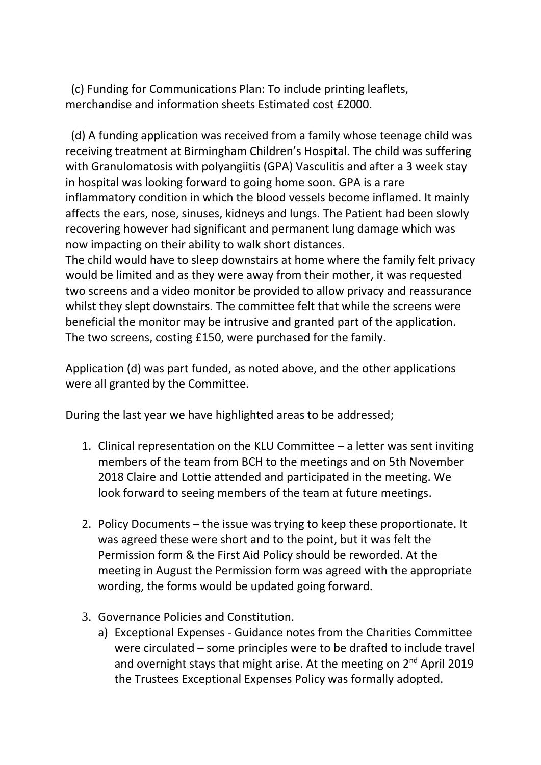(c) Funding for Communications Plan: To include printing leaflets, merchandise and information sheets Estimated cost £2000.

(d) A funding application was received from a family whose teenage child was receiving treatment at Birmingham Children's Hospital. The child was suffering with Granulomatosis with polyangiitis (GPA) Vasculitis and after a 3 week stay in hospital was looking forward to going home soon. GPA is a rare inflammatory condition in which the blood vessels become inflamed. It mainly affects the ears, nose, sinuses, kidneys and lungs. The Patient had been slowly recovering however had significant and permanent lung damage which was now impacting on their ability to walk short distances.
The child would have to sleep downstairs at home where the family felt privacy would be limited and as they were away from their mother, it was requested two screens and a video monitor be provided to allow privacy and reassurance whilst they slept downstairs. The committee felt that while the screens were beneficial the monitor may be intrusive and granted part of the application. The two screens, costing £150, were purchased for the family.

Application (d) was part funded, as noted above, and the other applications were all granted by the Committee.

During the last year we have highlighted areas to be addressed;

1. Clinical representation on the KLU Committee – a letter was sent inviting members of the team from BCH to the meetings and on 5th November 2018 Claire and Lottie attended and participated in the meeting. We look forward to seeing members of the team at future meetings.

2. Policy Documents – the issue was trying to keep these proportionate. It was agreed these were short and to the point, but it was felt the Permission form & the First Aid Policy should be reworded. At the meeting in August the Permission form was agreed with the appropriate wording, the forms would be updated going forward.

3. Governance Policies and Constitution.
   a) Exceptional Expenses - Guidance notes from the Charities Committee were circulated – some principles were to be drafted to include travel and overnight stays that might arise. At the meeting on 2nd April 2019 the Trustees Exceptional Expenses Policy was formally adopted.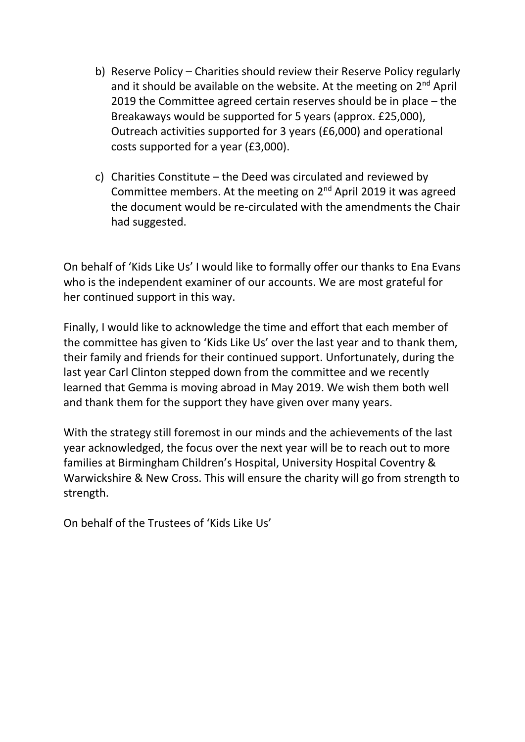b) Reserve Policy – Charities should review their Reserve Policy regularly and it should be available on the website. At the meeting on 2nd April 2019 the Committee agreed certain reserves should be in place – the Breakaways would be supported for 5 years (approx. £25,000), Outreach activities supported for 3 years (£6,000) and operational costs supported for a year (£3,000).

c) Charities Constitute – the Deed was circulated and reviewed by Committee members. At the meeting on 2nd April 2019 it was agreed the document would be re-circulated with the amendments the Chair had suggested.

On behalf of 'Kids Like Us' I would like to formally offer our thanks to Ena Evans who is the independent examiner of our accounts. We are most grateful for her continued support in this way.

Finally, I would like to acknowledge the time and effort that each member of the committee has given to 'Kids Like Us' over the last year and to thank them, their family and friends for their continued support. Unfortunately, during the last year Carl Clinton stepped down from the committee and we recently learned that Gemma is moving abroad in May 2019. We wish them both well and thank them for the support they have given over many years.

With the strategy still foremost in our minds and the achievements of the last year acknowledged, the focus over the next year will be to reach out to more families at Birmingham Children's Hospital, University Hospital Coventry & Warwickshire & New Cross. This will ensure the charity will go from strength to strength.

On behalf of the Trustees of 'Kids Like Us'